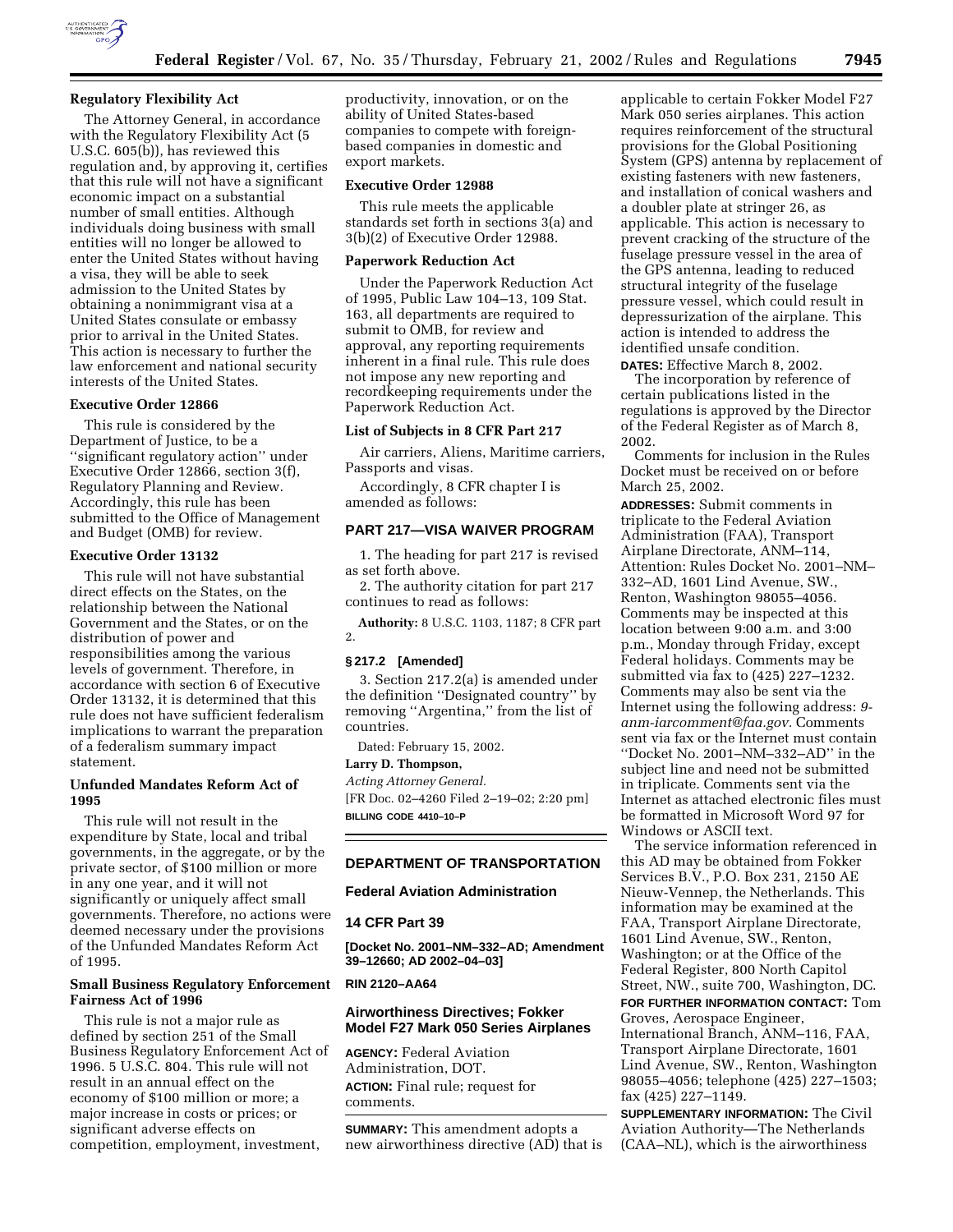### Regulatory Flexibility Act

The Attorney General, in accordance with the Regulatory Flexibility Act (5 U.S.C. 605(b)), has reviewed this regulation and, by approving it, certifies that this rule will not have a significant economic impact on a substantial number of small entities. Although individuals doing business with small entities will no longer be allowed to enter the United States without having a visa, they will be able to seek admission to the United States by obtaining a nonimmigrant visa at a United States consulate or embassy prior to arrival in the United States. This action is necessary to further the law enforcement and national security interests of the United States.

### Executive Order 12866

This rule is considered by the Department of Justice, to be a ''significant regulatory action'' under Executive Order 12866, section 3(f), Regulatory Planning and Review. Accordingly, this rule has been submitted to the Office of Management and Budget (OMB) for review.

### Executive Order 13132

This rule will not have substantial direct effects on the States, on the relationship between the National Government and the States, or on the distribution of power and responsibilities among the various levels of government. Therefore, in accordance with section 6 of Executive Order 13132, it is determined that this rule does not have sufficient federalism implications to warrant the preparation of a federalism summary impact statement.

### Unfunded Mandates Reform Act of 1995

This rule will not result in the expenditure by State, local and tribal governments, in the aggregate, or by the private sector, of $100 million or more in any one year, and it will not significantly or uniquely affect small governments. Therefore, no actions were deemed necessary under the provisions of the Unfunded Mandates Reform Act of 1995.

### Small Business Regulatory Enforcement Fairness Act of 1996

This rule is not a major rule as defined by section 251 of the Small Business Regulatory Enforcement Act of 1996. 5 U.S.C. 804. This rule will not result in an annual effect on the economy of $100 million or more; a major increase in costs or prices; or significant adverse effects on competition, employment, investment, productivity, innovation, or on the ability of United States-based companies to compete with foreign-based companies in domestic and export markets.

### Executive Order 12988

This rule meets the applicable standards set forth in sections 3(a) and 3(b)(2) of Executive Order 12988.

### Paperwork Reduction Act

Under the Paperwork Reduction Act of 1995, Public Law 104–13, 109 Stat. 163, all departments are required to submit to OMB, for review and approval, any reporting requirements inherent in a final rule. This rule does not impose any new reporting and recordkeeping requirements under the Paperwork Reduction Act.

### List of Subjects in 8 CFR Part 217

Air carriers, Aliens, Maritime carriers, Passports and visas.

Accordingly, 8 CFR chapter I is amended as follows:

## PART 217—VISA WAIVER PROGRAM

1. The heading for part 217 is revised as set forth above.

2. The authority citation for part 217 continues to read as follows:

**Authority:** 8 U.S.C. 1103, 1187; 8 CFR part 2.

**§ 217.2 [Amended]**

3. Section 217.2(a) is amended under the definition ''Designated country'' by removing ''Argentina,'' from the list of countries.

Dated: February 15, 2002.

**Larry D. Thompson,**

*Acting Attorney General.*

[FR Doc. 02–4260 Filed 2–19–02; 2:20 pm]

**BILLING CODE 4410–10–P**

---

## DEPARTMENT OF TRANSPORTATION

## Federal Aviation Administration

## 14 CFR Part 39

**[Docket No. 2001–NM–332–AD; Amendment 39–12660; AD 2002–04–03]**

**RIN 2120–AA64**

## Airworthiness Directives; Fokker Model F27 Mark 050 Series Airplanes

**AGENCY:** Federal Aviation Administration, DOT.

**ACTION:** Final rule; request for comments.

**SUMMARY:** This amendment adopts a new airworthiness directive (AD) that is applicable to certain Fokker Model F27 Mark 050 series airplanes. This action requires reinforcement of the structural provisions for the Global Positioning System (GPS) antenna by replacement of existing fasteners with new fasteners, and installation of conical washers and a doubler plate at stringer 26, as applicable. This action is necessary to prevent cracking of the structure of the fuselage pressure vessel in the area of the GPS antenna, leading to reduced structural integrity of the fuselage pressure vessel, which could result in depressurization of the airplane. This action is intended to address the identified unsafe condition.

**DATES:** Effective March 8, 2002.

The incorporation by reference of certain publications listed in the regulations is approved by the Director of the Federal Register as of March 8, 2002.

Comments for inclusion in the Rules Docket must be received on or before March 25, 2002.

**ADDRESSES:** Submit comments in triplicate to the Federal Aviation Administration (FAA), Transport Airplane Directorate, ANM–114, Attention: Rules Docket No. 2001–NM–332–AD, 1601 Lind Avenue, SW., Renton, Washington 98055–4056. Comments may be inspected at this location between 9:00 a.m. and 3:00 p.m., Monday through Friday, except Federal holidays. Comments may be submitted via fax to (425) 227–1232. Comments may also be sent via the Internet using the following address: *9-anm-iarcomment@faa.gov.* Comments sent via fax or the Internet must contain ''Docket No. 2001–NM–332–AD'' in the subject line and need not be submitted in triplicate. Comments sent via the Internet as attached electronic files must be formatted in Microsoft Word 97 for Windows or ASCII text.

The service information referenced in this AD may be obtained from Fokker Services B.V., P.O. Box 231, 2150 AE Nieuw-Vennep, the Netherlands. This information may be examined at the FAA, Transport Airplane Directorate, 1601 Lind Avenue, SW., Renton, Washington; or at the Office of the Federal Register, 800 North Capitol Street, NW., suite 700, Washington, DC.

**FOR FURTHER INFORMATION CONTACT:** Tom Groves, Aerospace Engineer, International Branch, ANM–116, FAA, Transport Airplane Directorate, 1601 Lind Avenue, SW., Renton, Washington 98055–4056; telephone (425) 227–1503; fax (425) 227–1149.

**SUPPLEMENTARY INFORMATION:** The Civil Aviation Authority—The Netherlands (CAA–NL), which is the airworthiness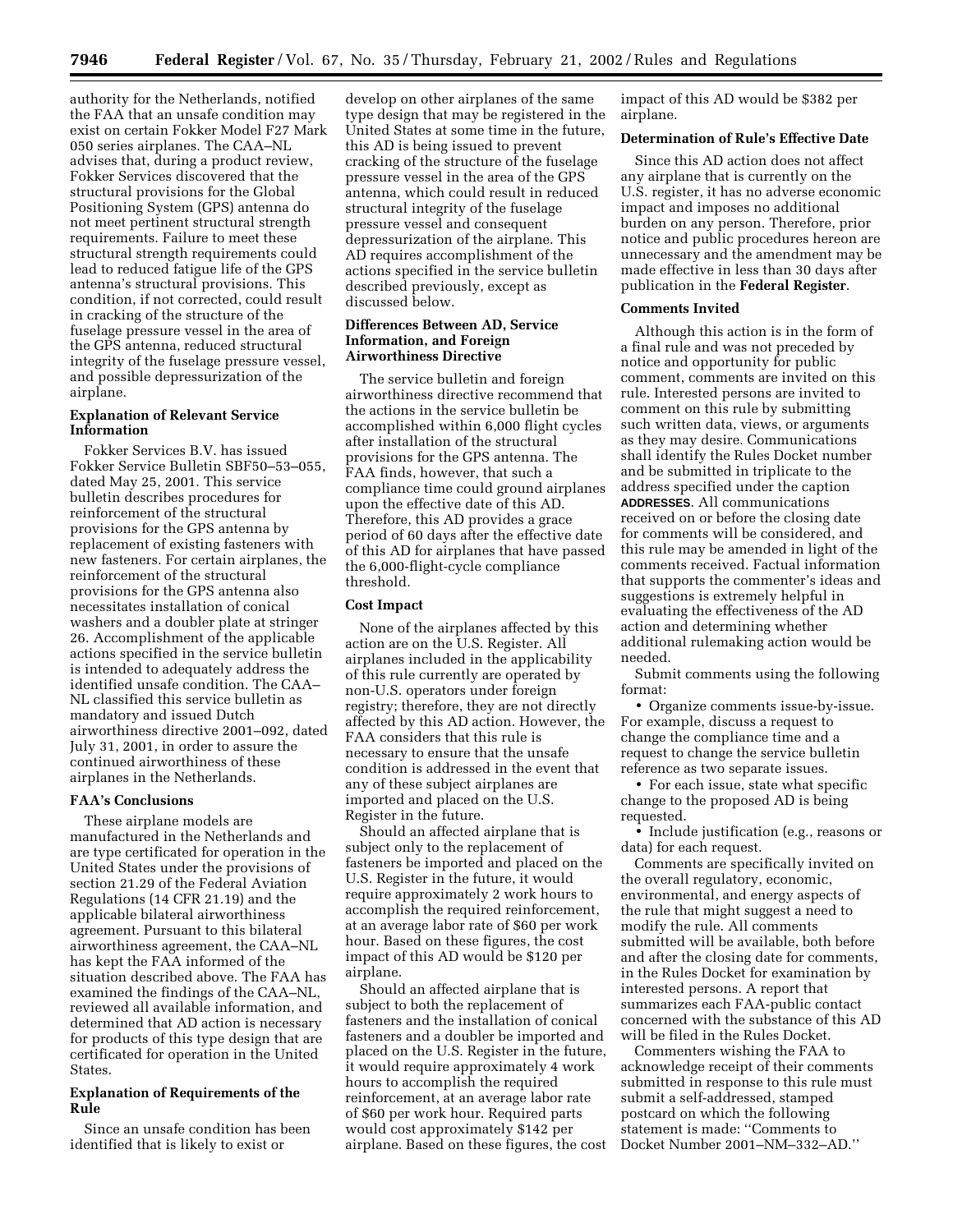authority for the Netherlands, notified the FAA that an unsafe condition may exist on certain Fokker Model F27 Mark 050 series airplanes. The CAA–NL advises that, during a product review, Fokker Services discovered that the structural provisions for the Global Positioning System (GPS) antenna do not meet pertinent structural strength requirements. Failure to meet these structural strength requirements could lead to reduced fatigue life of the GPS antenna's structural provisions. This condition, if not corrected, could result in cracking of the structure of the fuselage pressure vessel in the area of the GPS antenna, reduced structural integrity of the fuselage pressure vessel, and possible depressurization of the airplane.

### Explanation of Relevant Service Information

Fokker Services B.V. has issued Fokker Service Bulletin SBF50–53–055, dated May 25, 2001. This service bulletin describes procedures for reinforcement of the structural provisions for the GPS antenna by replacement of existing fasteners with new fasteners. For certain airplanes, the reinforcement of the structural provisions for the GPS antenna also necessitates installation of conical washers and a doubler plate at stringer 26. Accomplishment of the applicable actions specified in the service bulletin is intended to adequately address the identified unsafe condition. The CAA–NL classified this service bulletin as mandatory and issued Dutch airworthiness directive 2001–092, dated July 31, 2001, in order to assure the continued airworthiness of these airplanes in the Netherlands.

### FAA's Conclusions

These airplane models are manufactured in the Netherlands and are type certificated for operation in the United States under the provisions of section 21.29 of the Federal Aviation Regulations (14 CFR 21.19) and the applicable bilateral airworthiness agreement. Pursuant to this bilateral airworthiness agreement, the CAA–NL has kept the FAA informed of the situation described above. The FAA has examined the findings of the CAA–NL, reviewed all available information, and determined that AD action is necessary for products of this type design that are certificated for operation in the United States.

### Explanation of Requirements of the Rule

Since an unsafe condition has been identified that is likely to exist or develop on other airplanes of the same type design that may be registered in the United States at some time in the future, this AD is being issued to prevent cracking of the structure of the fuselage pressure vessel in the area of the GPS antenna, which could result in reduced structural integrity of the fuselage pressure vessel and consequent depressurization of the airplane. This AD requires accomplishment of the actions specified in the service bulletin described previously, except as discussed below.

### Differences Between AD, Service Information, and Foreign Airworthiness Directive

The service bulletin and foreign airworthiness directive recommend that the actions in the service bulletin be accomplished within 6,000 flight cycles after installation of the structural provisions for the GPS antenna. The FAA finds, however, that such a compliance time could ground airplanes upon the effective date of this AD. Therefore, this AD provides a grace period of 60 days after the effective date of this AD for airplanes that have passed the 6,000-flight-cycle compliance threshold.

### Cost Impact

None of the airplanes affected by this action are on the U.S. Register. All airplanes included in the applicability of this rule currently are operated by non-U.S. operators under foreign registry; therefore, they are not directly affected by this AD action. However, the FAA considers that this rule is necessary to ensure that the unsafe condition is addressed in the event that any of these subject airplanes are imported and placed on the U.S. Register in the future.

Should an affected airplane that is subject only to the replacement of fasteners be imported and placed on the U.S. Register in the future, it would require approximately 2 work hours to accomplish the required reinforcement, at an average labor rate of $60 per work hour. Based on these figures, the cost impact of this AD would be $120 per airplane.

Should an affected airplane that is subject to both the replacement of fasteners and the installation of conical fasteners and a doubler be imported and placed on the U.S. Register in the future, it would require approximately 4 work hours to accomplish the required reinforcement, at an average labor rate of $60 per work hour. Required parts would cost approximately $142 per airplane. Based on these figures, the cost impact of this AD would be $382 per airplane.

### Determination of Rule's Effective Date

Since this AD action does not affect any airplane that is currently on the U.S. register, it has no adverse economic impact and imposes no additional burden on any person. Therefore, prior notice and public procedures hereon are unnecessary and the amendment may be made effective in less than 30 days after publication in the **Federal Register**.

### Comments Invited

Although this action is in the form of a final rule and was not preceded by notice and opportunity for public comment, comments are invited on this rule. Interested persons are invited to comment on this rule by submitting such written data, views, or arguments as they may desire. Communications shall identify the Rules Docket number and be submitted in triplicate to the address specified under the caption **ADDRESSES**. All communications received on or before the closing date for comments will be considered, and this rule may be amended in light of the comments received. Factual information that supports the commenter's ideas and suggestions is extremely helpful in evaluating the effectiveness of the AD action and determining whether additional rulemaking action would be needed.

Submit comments using the following format:

- Organize comments issue-by-issue. For example, discuss a request to change the compliance time and a request to change the service bulletin reference as two separate issues.
- For each issue, state what specific change to the proposed AD is being requested.
- Include justification (e.g., reasons or data) for each request.

Comments are specifically invited on the overall regulatory, economic, environmental, and energy aspects of the rule that might suggest a need to modify the rule. All comments submitted will be available, both before and after the closing date for comments, in the Rules Docket for examination by interested persons. A report that summarizes each FAA-public contact concerned with the substance of this AD will be filed in the Rules Docket.

Commenters wishing the FAA to acknowledge receipt of their comments submitted in response to this rule must submit a self-addressed, stamped postcard on which the following statement is made: ''Comments to Docket Number 2001–NM–332–AD.''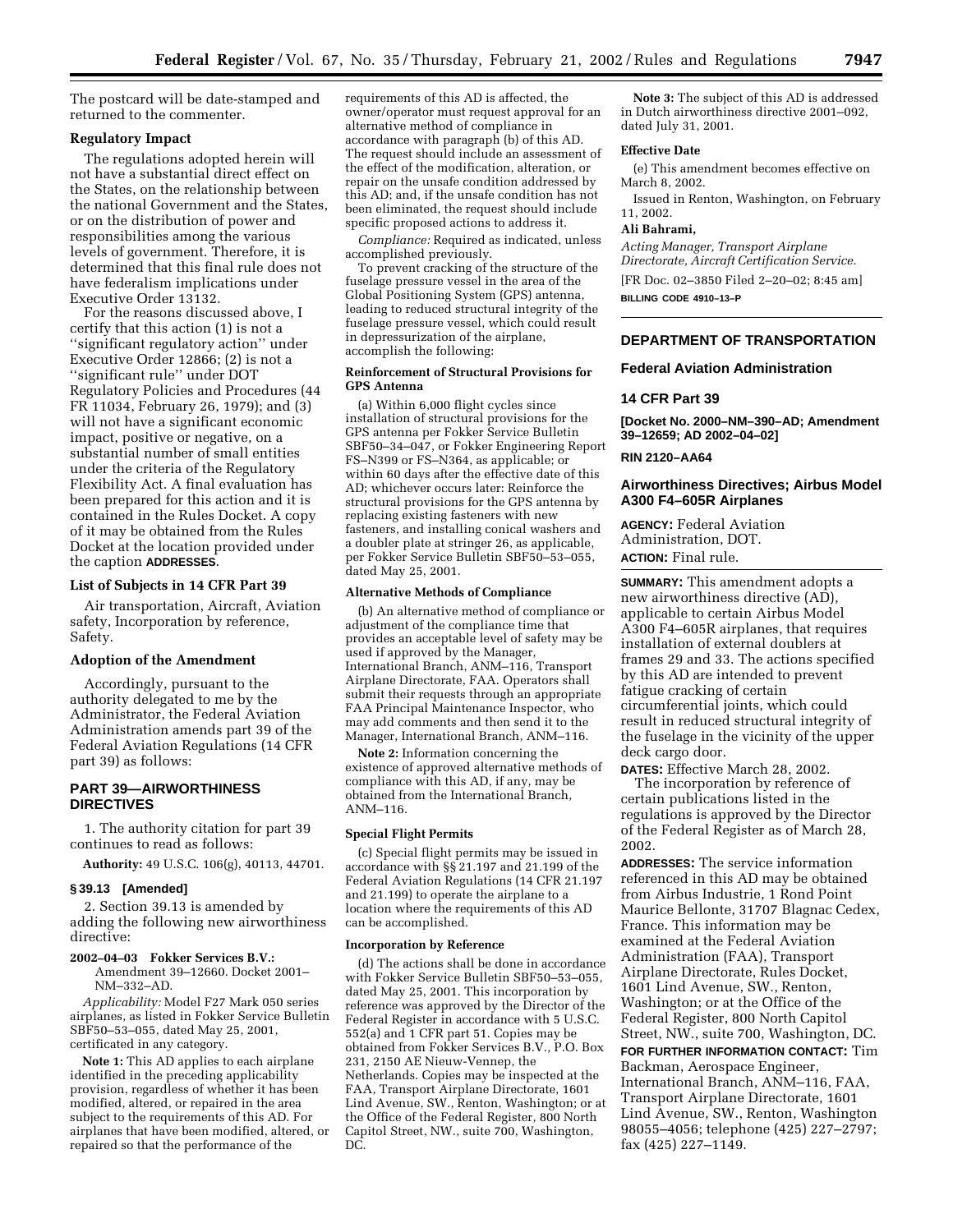The postcard will be date-stamped and returned to the commenter.

### Regulatory Impact

The regulations adopted herein will not have a substantial direct effect on the States, on the relationship between the national Government and the States, or on the distribution of power and responsibilities among the various levels of government. Therefore, it is determined that this final rule does not have federalism implications under Executive Order 13132.

For the reasons discussed above, I certify that this action (1) is not a ''significant regulatory action'' under Executive Order 12866; (2) is not a ''significant rule'' under DOT Regulatory Policies and Procedures (44 FR 11034, February 26, 1979); and (3) will not have a significant economic impact, positive or negative, on a substantial number of small entities under the criteria of the Regulatory Flexibility Act. A final evaluation has been prepared for this action and it is contained in the Rules Docket. A copy of it may be obtained from the Rules Docket at the location provided under the caption **ADDRESSES**.

### List of Subjects in 14 CFR Part 39

Air transportation, Aircraft, Aviation safety, Incorporation by reference, Safety.

### Adoption of the Amendment

Accordingly, pursuant to the authority delegated to me by the Administrator, the Federal Aviation Administration amends part 39 of the Federal Aviation Regulations (14 CFR part 39) as follows:

## PART 39—AIRWORTHINESS DIRECTIVES

1. The authority citation for part 39 continues to read as follows:

**Authority:** 49 U.S.C. 106(g), 40113, 44701.

### § 39.13 [Amended]

2. Section 39.13 is amended by adding the following new airworthiness directive:

**2002–04–03 Fokker Services B.V.:** Amendment 39–12660. Docket 2001–NM–332–AD.

*Applicability:* Model F27 Mark 050 series airplanes, as listed in Fokker Service Bulletin SBF50–53–055, dated May 25, 2001, certificated in any category.

**Note 1:** This AD applies to each airplane identified in the preceding applicability provision, regardless of whether it has been modified, altered, or repaired in the area subject to the requirements of this AD. For airplanes that have been modified, altered, or repaired so that the performance of the requirements of this AD is affected, the owner/operator must request approval for an alternative method of compliance in accordance with paragraph (b) of this AD. The request should include an assessment of the effect of the modification, alteration, or repair on the unsafe condition addressed by this AD; and, if the unsafe condition has not been eliminated, the request should include specific proposed actions to address it.

*Compliance:* Required as indicated, unless accomplished previously.

To prevent cracking of the structure of the fuselage pressure vessel in the area of the Global Positioning System (GPS) antenna, leading to reduced structural integrity of the fuselage pressure vessel, which could result in depressurization of the airplane, accomplish the following:

#### Reinforcement of Structural Provisions for GPS Antenna

(a) Within 6,000 flight cycles since installation of structural provisions for the GPS antenna per Fokker Service Bulletin SBF50–34–047, or Fokker Engineering Report FS–N399 or FS–N364, as applicable; or within 60 days after the effective date of this AD; whichever occurs later: Reinforce the structural provisions for the GPS antenna by replacing existing fasteners with new fasteners, and installing conical washers and a doubler plate at stringer 26, as applicable, per Fokker Service Bulletin SBF50–53–055, dated May 25, 2001.

#### Alternative Methods of Compliance

(b) An alternative method of compliance or adjustment of the compliance time that provides an acceptable level of safety may be used if approved by the Manager, International Branch, ANM–116, Transport Airplane Directorate, FAA. Operators shall submit their requests through an appropriate FAA Principal Maintenance Inspector, who may add comments and then send it to the Manager, International Branch, ANM–116.

**Note 2:** Information concerning the existence of approved alternative methods of compliance with this AD, if any, may be obtained from the International Branch, ANM–116.

#### Special Flight Permits

(c) Special flight permits may be issued in accordance with §§ 21.197 and 21.199 of the Federal Aviation Regulations (14 CFR 21.197 and 21.199) to operate the airplane to a location where the requirements of this AD can be accomplished.

#### Incorporation by Reference

(d) The actions shall be done in accordance with Fokker Service Bulletin SBF50–53–055, dated May 25, 2001. This incorporation by reference was approved by the Director of the Federal Register in accordance with 5 U.S.C. 552(a) and 1 CFR part 51. Copies may be obtained from Fokker Services B.V., P.O. Box 231, 2150 AE Nieuw-Vennep, the Netherlands. Copies may be inspected at the FAA, Transport Airplane Directorate, 1601 Lind Avenue, SW., Renton, Washington; or at the Office of the Federal Register, 800 North Capitol Street, NW., suite 700, Washington, DC.

**Note 3:** The subject of this AD is addressed in Dutch airworthiness directive 2001–092, dated July 31, 2001.

#### Effective Date

(e) This amendment becomes effective on March 8, 2002.

Issued in Renton, Washington, on February 11, 2002.

**Ali Bahrami,**

*Acting Manager, Transport Airplane Directorate, Aircraft Certification Service.*

[FR Doc. 02–3850 Filed 2–20–02; 8:45 am]

**BILLING CODE 4910–13–P**

## DEPARTMENT OF TRANSPORTATION

## Federal Aviation Administration

## 14 CFR Part 39

**[Docket No. 2000–NM–390–AD; Amendment 39–12659; AD 2002–04–02]**

**RIN 2120–AA64**

## Airworthiness Directives; Airbus Model A300 F4–605R Airplanes

**AGENCY:** Federal Aviation Administration, DOT.

**ACTION:** Final rule.

**SUMMARY:** This amendment adopts a new airworthiness directive (AD), applicable to certain Airbus Model A300 F4–605R airplanes, that requires installation of external doublers at frames 29 and 33. The actions specified by this AD are intended to prevent fatigue cracking of certain circumferential joints, which could result in reduced structural integrity of the fuselage in the vicinity of the upper deck cargo door.

**DATES:** Effective March 28, 2002.

The incorporation by reference of certain publications listed in the regulations is approved by the Director of the Federal Register as of March 28, 2002.

**ADDRESSES:** The service information referenced in this AD may be obtained from Airbus Industrie, 1 Rond Point Maurice Bellonte, 31707 Blagnac Cedex, France. This information may be examined at the Federal Aviation Administration (FAA), Transport Airplane Directorate, Rules Docket, 1601 Lind Avenue, SW., Renton, Washington; or at the Office of the Federal Register, 800 North Capitol Street, NW., suite 700, Washington, DC.

**FOR FURTHER INFORMATION CONTACT:** Tim Backman, Aerospace Engineer, International Branch, ANM–116, FAA, Transport Airplane Directorate, 1601 Lind Avenue, SW., Renton, Washington 98055–4056; telephone (425) 227–2797; fax (425) 227–1149.